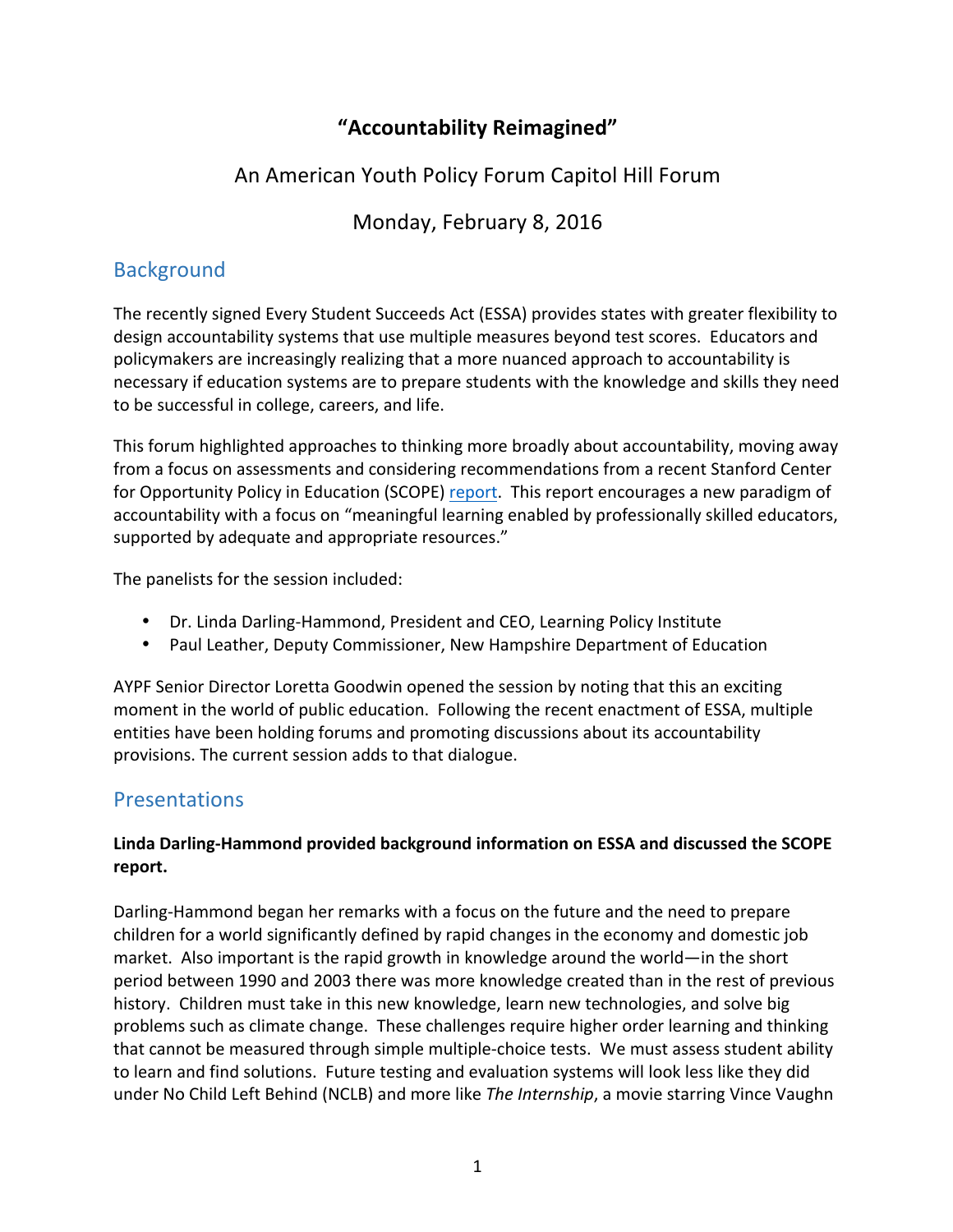# "Accountability Reimagined"

An American Youth Policy Forum Capitol Hill Forum

Monday, February 8, 2016

## Background

The recently signed Every Student Succeeds Act (ESSA) provides states with greater flexibility to design accountability systems that use multiple measures beyond test scores. Educators and policymakers are increasingly realizing that a more nuanced approach to accountability is necessary if education systems are to prepare students with the knowledge and skills they need to be successful in college, careers, and life.

This forum highlighted approaches to thinking more broadly about accountability, moving away from a focus on assessments and considering recommendations from a recent Stanford Center for Opportunity Policy in Education (SCOPE) report. This report encourages a new paradigm of accountability with a focus on "meaningful learning enabled by professionally skilled educators, supported by adequate and appropriate resources."

The panelists for the session included:

- Dr. Linda Darling-Hammond, President and CEO, Learning Policy Institute
- Paul Leather, Deputy Commissioner, New Hampshire Department of Education

AYPF Senior Director Loretta Goodwin opened the session by noting that this an exciting moment in the world of public education. Following the recent enactment of ESSA, multiple entities have been holding forums and promoting discussions about its accountability provisions. The current session adds to that dialogue.

## Presentations

**Linda Darling-Hammond provided background information on ESSA and discussed the SCOPE report.**

Darling-Hammond began her remarks with a focus on the future and the need to prepare children for a world significantly defined by rapid changes in the economy and domestic job market. Also important is the rapid growth in knowledge around the world—in the short period between 1990 and 2003 there was more knowledge created than in the rest of previous history. Children must take in this new knowledge, learn new technologies, and solve big problems such as climate change. These challenges require higher order learning and thinking that cannot be measured through simple multiple-choice tests. We must assess student ability to learn and find solutions. Future testing and evaluation systems will look less like they did under No Child Left Behind (NCLB) and more like *The Internship*, a movie starring Vince Vaughn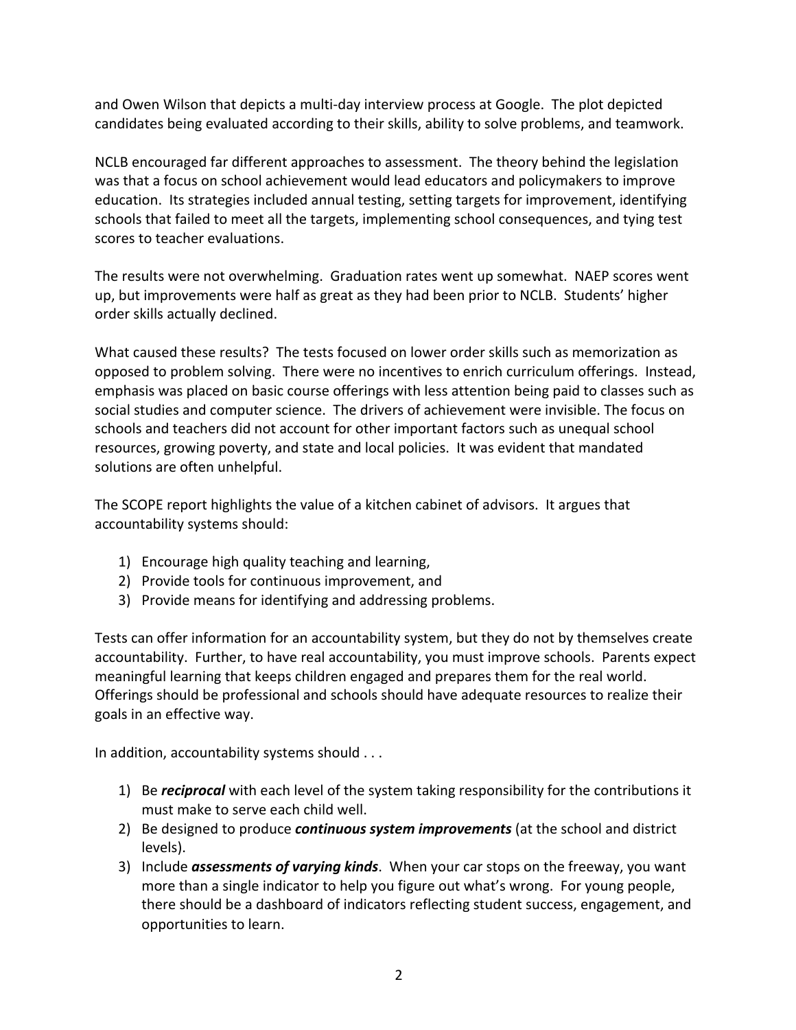and Owen Wilson that depicts a multi-day interview process at Google. The plot depicted candidates being evaluated according to their skills, ability to solve problems, and teamwork.

NCLB encouraged far different approaches to assessment. The theory behind the legislation was that a focus on school achievement would lead educators and policymakers to improve education. Its strategies included annual testing, setting targets for improvement, identifying schools that failed to meet all the targets, implementing school consequences, and tying test scores to teacher evaluations.

The results were not overwhelming. Graduation rates went up somewhat. NAEP scores went up, but improvements were half as great as they had been prior to NCLB. Students' higher order skills actually declined.

What caused these results? The tests focused on lower order skills such as memorization as opposed to problem solving. There were no incentives to enrich curriculum offerings. Instead, emphasis was placed on basic course offerings with less attention being paid to classes such as social studies and computer science. The drivers of achievement were invisible. The focus on schools and teachers did not account for other important factors such as unequal school resources, growing poverty, and state and local policies. It was evident that mandated solutions are often unhelpful.

The SCOPE report highlights the value of a kitchen cabinet of advisors. It argues that accountability systems should:

1) Encourage high quality teaching and learning,
2) Provide tools for continuous improvement, and
3) Provide means for identifying and addressing problems.

Tests can offer information for an accountability system, but they do not by themselves create accountability. Further, to have real accountability, you must improve schools. Parents expect meaningful learning that keeps children engaged and prepares them for the real world. Offerings should be professional and schools should have adequate resources to realize their goals in an effective way.

In addition, accountability systems should . . .

1) Be ***reciprocal*** with each level of the system taking responsibility for the contributions it must make to serve each child well.
2) Be designed to produce ***continuous system improvements*** (at the school and district levels).
3) Include ***assessments of varying kinds***. When your car stops on the freeway, you want more than a single indicator to help you figure out what's wrong. For young people, there should be a dashboard of indicators reflecting student success, engagement, and opportunities to learn.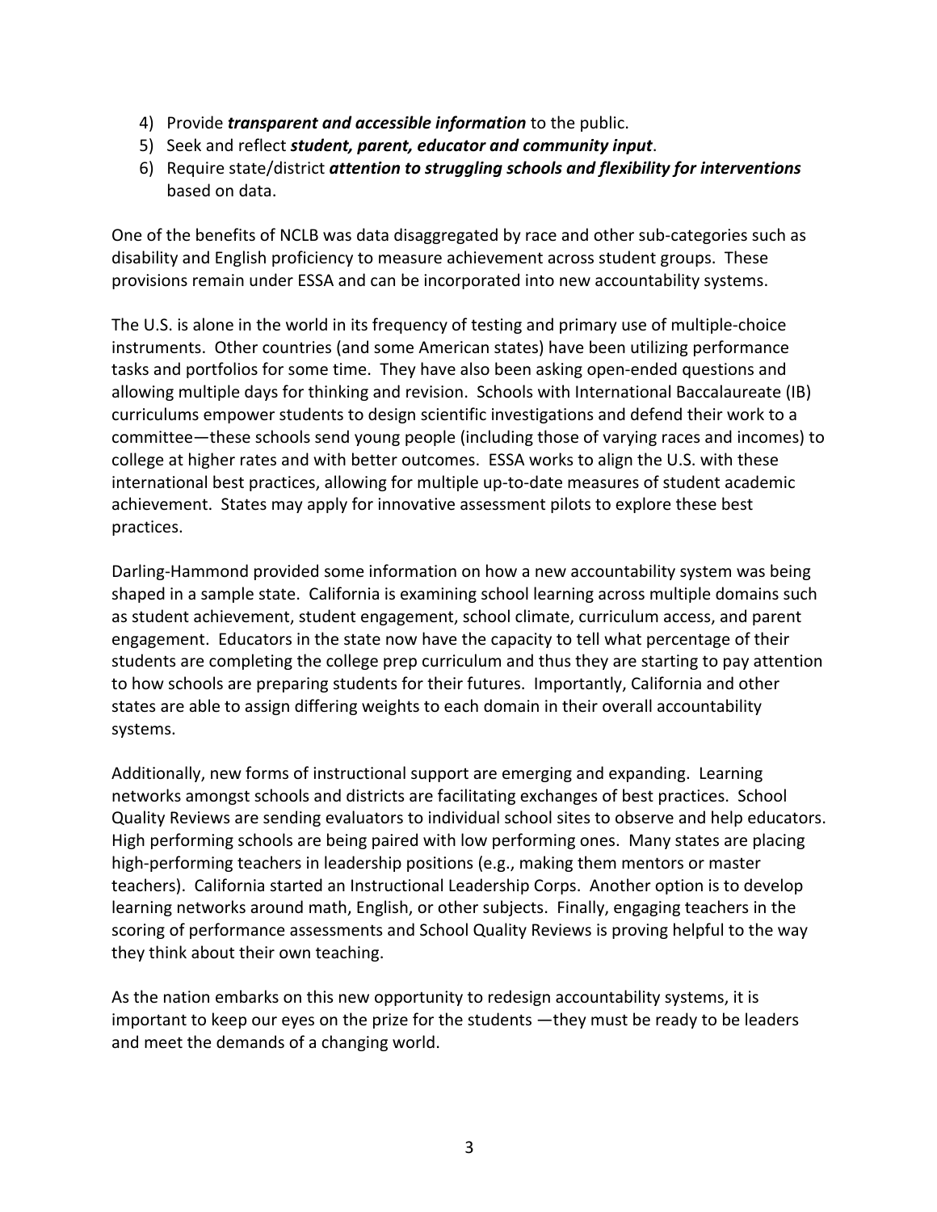4) Provide ***transparent and accessible information*** to the public.
5) Seek and reflect ***student, parent, educator and community input***.
6) Require state/district ***attention to struggling schools and flexibility for interventions*** based on data.

One of the benefits of NCLB was data disaggregated by race and other sub-categories such as disability and English proficiency to measure achievement across student groups. These provisions remain under ESSA and can be incorporated into new accountability systems.

The U.S. is alone in the world in its frequency of testing and primary use of multiple-choice instruments. Other countries (and some American states) have been utilizing performance tasks and portfolios for some time. They have also been asking open-ended questions and allowing multiple days for thinking and revision. Schools with International Baccalaureate (IB) curriculums empower students to design scientific investigations and defend their work to a committee—these schools send young people (including those of varying races and incomes) to college at higher rates and with better outcomes. ESSA works to align the U.S. with these international best practices, allowing for multiple up-to-date measures of student academic achievement. States may apply for innovative assessment pilots to explore these best practices.

Darling-Hammond provided some information on how a new accountability system was being shaped in a sample state. California is examining school learning across multiple domains such as student achievement, student engagement, school climate, curriculum access, and parent engagement. Educators in the state now have the capacity to tell what percentage of their students are completing the college prep curriculum and thus they are starting to pay attention to how schools are preparing students for their futures. Importantly, California and other states are able to assign differing weights to each domain in their overall accountability systems.

Additionally, new forms of instructional support are emerging and expanding. Learning networks amongst schools and districts are facilitating exchanges of best practices. School Quality Reviews are sending evaluators to individual school sites to observe and help educators. High performing schools are being paired with low performing ones. Many states are placing high-performing teachers in leadership positions (e.g., making them mentors or master teachers). California started an Instructional Leadership Corps. Another option is to develop learning networks around math, English, or other subjects. Finally, engaging teachers in the scoring of performance assessments and School Quality Reviews is proving helpful to the way they think about their own teaching.

As the nation embarks on this new opportunity to redesign accountability systems, it is important to keep our eyes on the prize for the students —they must be ready to be leaders and meet the demands of a changing world.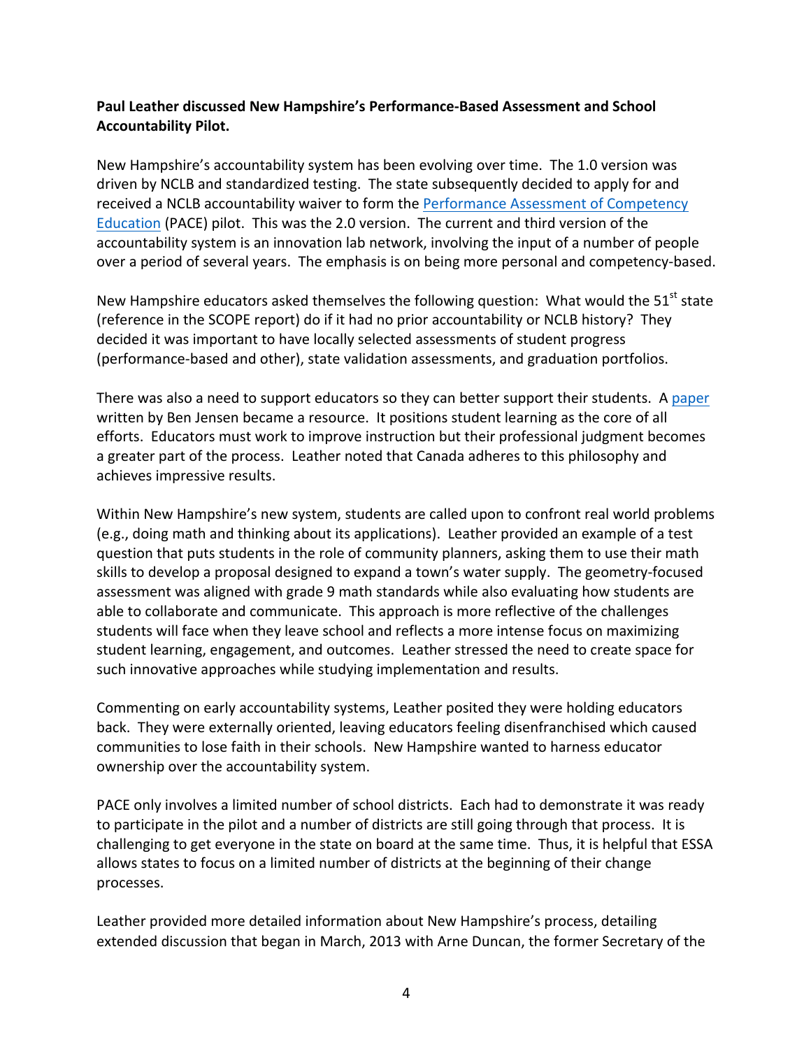**Paul Leather discussed New Hampshire's Performance-Based Assessment and School Accountability Pilot.**

New Hampshire's accountability system has been evolving over time. The 1.0 version was driven by NCLB and standardized testing. The state subsequently decided to apply for and received a NCLB accountability waiver to form the Performance Assessment of Competency Education (PACE) pilot. This was the 2.0 version. The current and third version of the accountability system is an innovation lab network, involving the input of a number of people over a period of several years. The emphasis is on being more personal and competency-based.

New Hampshire educators asked themselves the following question: What would the 51st state (reference in the SCOPE report) do if it had no prior accountability or NCLB history? They decided it was important to have locally selected assessments of student progress (performance-based and other), state validation assessments, and graduation portfolios.

There was also a need to support educators so they can better support their students. A paper written by Ben Jensen became a resource. It positions student learning as the core of all efforts. Educators must work to improve instruction but their professional judgment becomes a greater part of the process. Leather noted that Canada adheres to this philosophy and achieves impressive results.

Within New Hampshire's new system, students are called upon to confront real world problems (e.g., doing math and thinking about its applications). Leather provided an example of a test question that puts students in the role of community planners, asking them to use their math skills to develop a proposal designed to expand a town's water supply. The geometry-focused assessment was aligned with grade 9 math standards while also evaluating how students are able to collaborate and communicate. This approach is more reflective of the challenges students will face when they leave school and reflects a more intense focus on maximizing student learning, engagement, and outcomes. Leather stressed the need to create space for such innovative approaches while studying implementation and results.

Commenting on early accountability systems, Leather posited they were holding educators back. They were externally oriented, leaving educators feeling disenfranchised which caused communities to lose faith in their schools. New Hampshire wanted to harness educator ownership over the accountability system.

PACE only involves a limited number of school districts. Each had to demonstrate it was ready to participate in the pilot and a number of districts are still going through that process. It is challenging to get everyone in the state on board at the same time. Thus, it is helpful that ESSA allows states to focus on a limited number of districts at the beginning of their change processes.

Leather provided more detailed information about New Hampshire's process, detailing extended discussion that began in March, 2013 with Arne Duncan, the former Secretary of the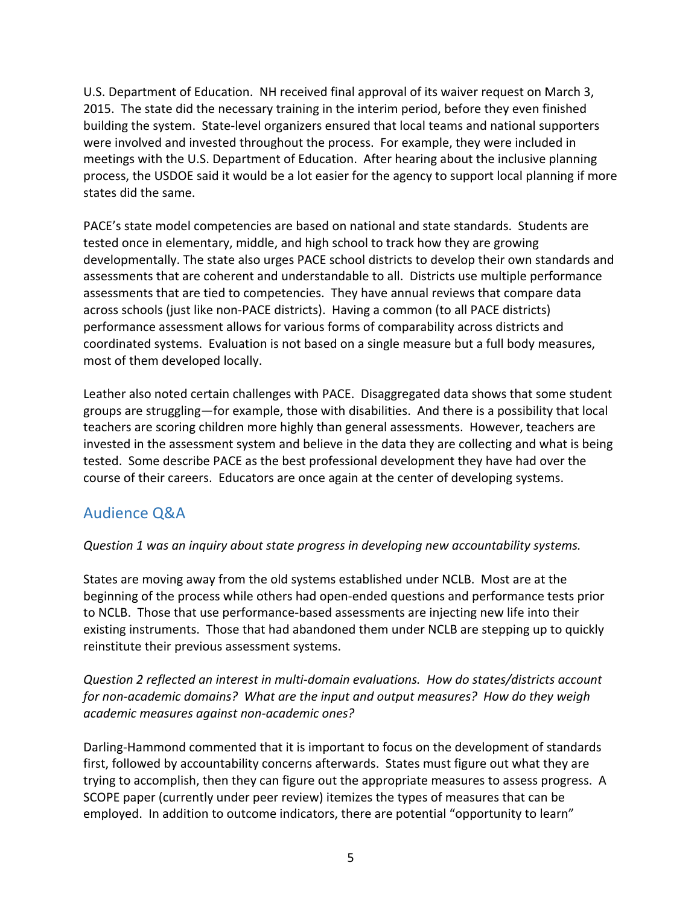U.S. Department of Education. NH received final approval of its waiver request on March 3, 2015. The state did the necessary training in the interim period, before they even finished building the system. State-level organizers ensured that local teams and national supporters were involved and invested throughout the process. For example, they were included in meetings with the U.S. Department of Education. After hearing about the inclusive planning process, the USDOE said it would be a lot easier for the agency to support local planning if more states did the same.

PACE's state model competencies are based on national and state standards. Students are tested once in elementary, middle, and high school to track how they are growing developmentally. The state also urges PACE school districts to develop their own standards and assessments that are coherent and understandable to all. Districts use multiple performance assessments that are tied to competencies. They have annual reviews that compare data across schools (just like non-PACE districts). Having a common (to all PACE districts) performance assessment allows for various forms of comparability across districts and coordinated systems. Evaluation is not based on a single measure but a full body measures, most of them developed locally.

Leather also noted certain challenges with PACE. Disaggregated data shows that some student groups are struggling—for example, those with disabilities. And there is a possibility that local teachers are scoring children more highly than general assessments. However, teachers are invested in the assessment system and believe in the data they are collecting and what is being tested. Some describe PACE as the best professional development they have had over the course of their careers. Educators are once again at the center of developing systems.

## Audience Q&A

*Question 1 was an inquiry about state progress in developing new accountability systems.*

States are moving away from the old systems established under NCLB. Most are at the beginning of the process while others had open-ended questions and performance tests prior to NCLB. Those that use performance-based assessments are injecting new life into their existing instruments. Those that had abandoned them under NCLB are stepping up to quickly reinstitute their previous assessment systems.

*Question 2 reflected an interest in multi-domain evaluations. How do states/districts account for non-academic domains? What are the input and output measures? How do they weigh academic measures against non-academic ones?*

Darling-Hammond commented that it is important to focus on the development of standards first, followed by accountability concerns afterwards. States must figure out what they are trying to accomplish, then they can figure out the appropriate measures to assess progress. A SCOPE paper (currently under peer review) itemizes the types of measures that can be employed. In addition to outcome indicators, there are potential "opportunity to learn"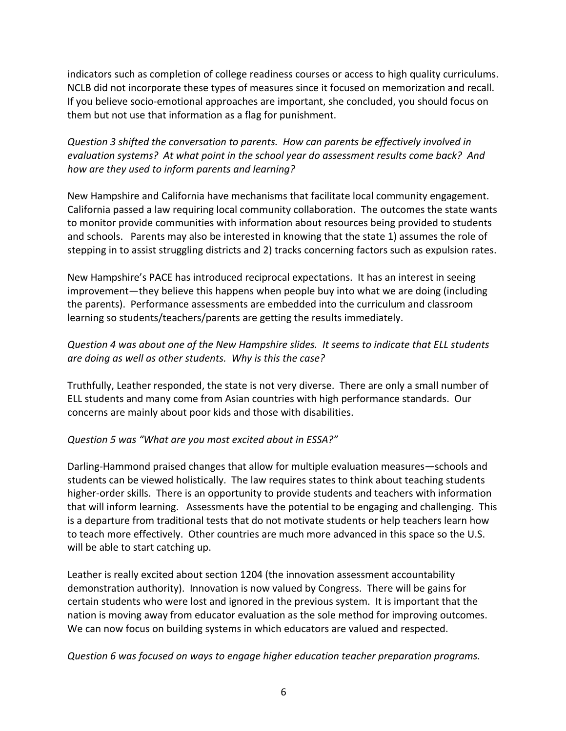indicators such as completion of college readiness courses or access to high quality curriculums. NCLB did not incorporate these types of measures since it focused on memorization and recall. If you believe socio-emotional approaches are important, she concluded, you should focus on them but not use that information as a flag for punishment.

*Question 3 shifted the conversation to parents. How can parents be effectively involved in evaluation systems? At what point in the school year do assessment results come back? And how are they used to inform parents and learning?*

New Hampshire and California have mechanisms that facilitate local community engagement. California passed a law requiring local community collaboration. The outcomes the state wants to monitor provide communities with information about resources being provided to students and schools. Parents may also be interested in knowing that the state 1) assumes the role of stepping in to assist struggling districts and 2) tracks concerning factors such as expulsion rates.

New Hampshire's PACE has introduced reciprocal expectations. It has an interest in seeing improvement—they believe this happens when people buy into what we are doing (including the parents). Performance assessments are embedded into the curriculum and classroom learning so students/teachers/parents are getting the results immediately.

*Question 4 was about one of the New Hampshire slides. It seems to indicate that ELL students are doing as well as other students. Why is this the case?*

Truthfully, Leather responded, the state is not very diverse. There are only a small number of ELL students and many come from Asian countries with high performance standards. Our concerns are mainly about poor kids and those with disabilities.

*Question 5 was "What are you most excited about in ESSA?"*

Darling-Hammond praised changes that allow for multiple evaluation measures—schools and students can be viewed holistically. The law requires states to think about teaching students higher-order skills. There is an opportunity to provide students and teachers with information that will inform learning. Assessments have the potential to be engaging and challenging. This is a departure from traditional tests that do not motivate students or help teachers learn how to teach more effectively. Other countries are much more advanced in this space so the U.S. will be able to start catching up.

Leather is really excited about section 1204 (the innovation assessment accountability demonstration authority). Innovation is now valued by Congress. There will be gains for certain students who were lost and ignored in the previous system. It is important that the nation is moving away from educator evaluation as the sole method for improving outcomes. We can now focus on building systems in which educators are valued and respected.

*Question 6 was focused on ways to engage higher education teacher preparation programs.*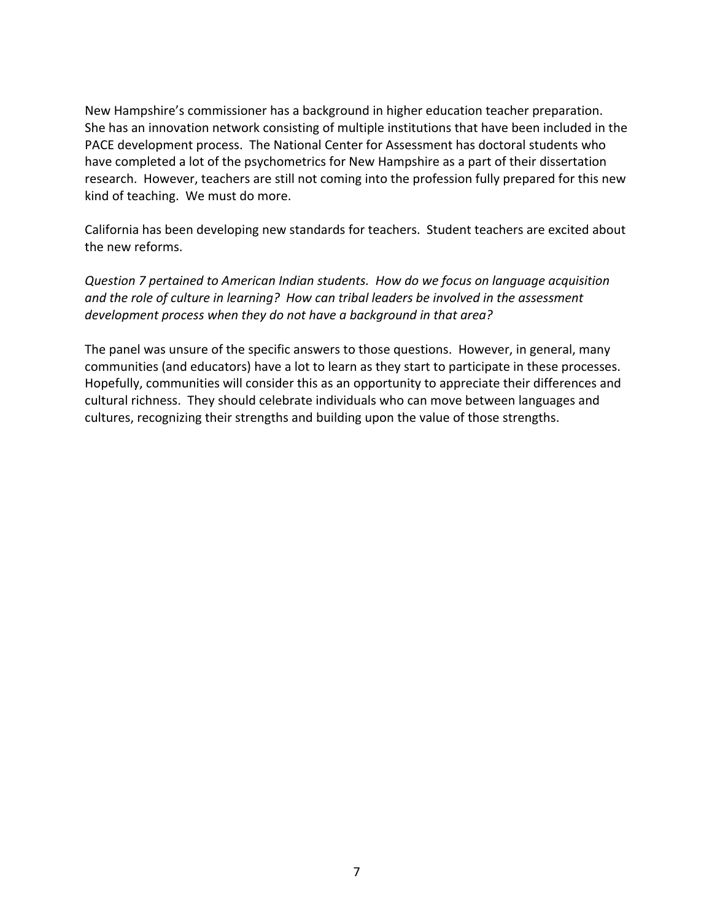New Hampshire's commissioner has a background in higher education teacher preparation. She has an innovation network consisting of multiple institutions that have been included in the PACE development process. The National Center for Assessment has doctoral students who have completed a lot of the psychometrics for New Hampshire as a part of their dissertation research. However, teachers are still not coming into the profession fully prepared for this new kind of teaching. We must do more.

California has been developing new standards for teachers. Student teachers are excited about the new reforms.

*Question 7 pertained to American Indian students. How do we focus on language acquisition and the role of culture in learning? How can tribal leaders be involved in the assessment development process when they do not have a background in that area?*

The panel was unsure of the specific answers to those questions. However, in general, many communities (and educators) have a lot to learn as they start to participate in these processes. Hopefully, communities will consider this as an opportunity to appreciate their differences and cultural richness. They should celebrate individuals who can move between languages and cultures, recognizing their strengths and building upon the value of those strengths.